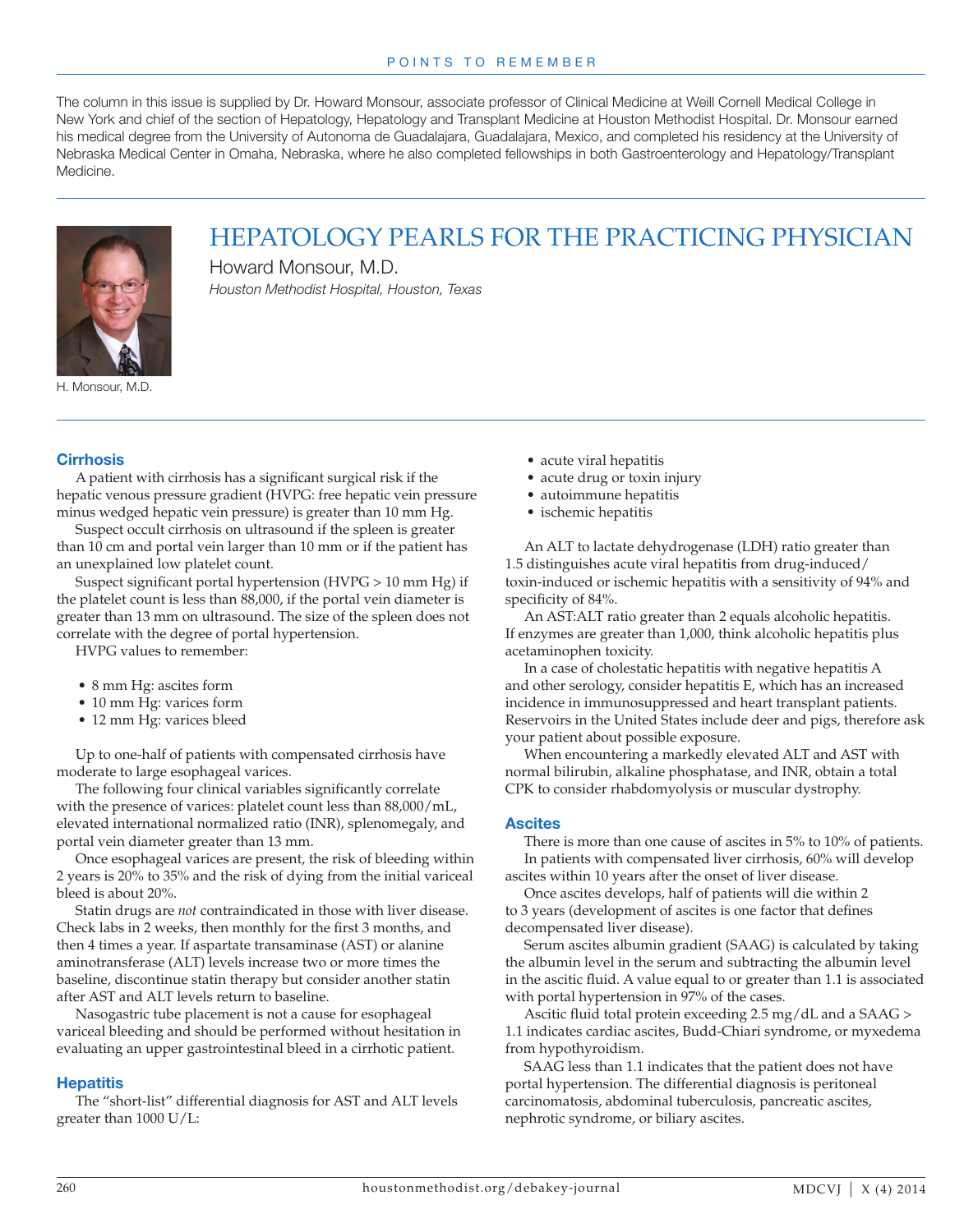POINTS TO REMEMBER

The column in this issue is supplied by Dr. Howard Monsour, associate professor of Clinical Medicine at Weill Cornell Medical College in New York and chief of the section of Hepatology, Hepatology and Transplant Medicine at Houston Methodist Hospital. Dr. Monsour earned his medical degree from the University of Autonoma de Guadalajara, Guadalajara, Mexico, and completed his residency at the University of Nebraska Medical Center in Omaha, Nebraska, where he also completed fellowships in both Gastroenterology and Hepatology/Transplant Medicine.

# HEPATOLOGY PEARLS FOR THE PRACTICING PHYSICIAN

Howard Monsour, M.D.

*Houston Methodist Hospital, Houston, Texas*

H. Monsour, M.D.

## Cirrhosis

A patient with cirrhosis has a significant surgical risk if the hepatic venous pressure gradient (HVPG: free hepatic vein pressure minus wedged hepatic vein pressure) is greater than 10 mm Hg.

Suspect occult cirrhosis on ultrasound if the spleen is greater than 10 cm and portal vein larger than 10 mm or if the patient has an unexplained low platelet count.

Suspect significant portal hypertension (HVPG > 10 mm Hg) if the platelet count is less than 88,000, if the portal vein diameter is greater than 13 mm on ultrasound. The size of the spleen does not correlate with the degree of portal hypertension.

HVPG values to remember:

- 8 mm Hg: ascites form
- 10 mm Hg: varices form
- 12 mm Hg: varices bleed

Up to one-half of patients with compensated cirrhosis have moderate to large esophageal varices.

The following four clinical variables significantly correlate with the presence of varices: platelet count less than 88,000/mL, elevated international normalized ratio (INR), splenomegaly, and portal vein diameter greater than 13 mm.

Once esophageal varices are present, the risk of bleeding within 2 years is 20% to 35% and the risk of dying from the initial variceal bleed is about 20%.

Statin drugs are *not* contraindicated in those with liver disease. Check labs in 2 weeks, then monthly for the first 3 months, and then 4 times a year. If aspartate transaminase (AST) or alanine aminotransferase (ALT) levels increase two or more times the baseline, discontinue statin therapy but consider another statin after AST and ALT levels return to baseline.

Nasogastric tube placement is not a cause for esophageal variceal bleeding and should be performed without hesitation in evaluating an upper gastrointestinal bleed in a cirrhotic patient.

## Hepatitis

The "short-list" differential diagnosis for AST and ALT levels greater than 1000 U/L:

- acute viral hepatitis
- acute drug or toxin injury
- autoimmune hepatitis
- ischemic hepatitis

An ALT to lactate dehydrogenase (LDH) ratio greater than 1.5 distinguishes acute viral hepatitis from drug-induced/toxin-induced or ischemic hepatitis with a sensitivity of 94% and specificity of 84%.

An AST:ALT ratio greater than 2 equals alcoholic hepatitis. If enzymes are greater than 1,000, think alcoholic hepatitis plus acetaminophen toxicity.

In a case of cholestatic hepatitis with negative hepatitis A and other serology, consider hepatitis E, which has an increased incidence in immunosuppressed and heart transplant patients. Reservoirs in the United States include deer and pigs, therefore ask your patient about possible exposure.

When encountering a markedly elevated ALT and AST with normal bilirubin, alkaline phosphatase, and INR, obtain a total CPK to consider rhabdomyolysis or muscular dystrophy.

## Ascites

There is more than one cause of ascites in 5% to 10% of patients.

In patients with compensated liver cirrhosis, 60% will develop ascites within 10 years after the onset of liver disease.

Once ascites develops, half of patients will die within 2 to 3 years (development of ascites is one factor that defines decompensated liver disease).

Serum ascites albumin gradient (SAAG) is calculated by taking the albumin level in the serum and subtracting the albumin level in the ascitic fluid. A value equal to or greater than 1.1 is associated with portal hypertension in 97% of the cases.

Ascitic fluid total protein exceeding 2.5 mg/dL and a SAAG > 1.1 indicates cardiac ascites, Budd-Chiari syndrome, or myxedema from hypothyroidism.

SAAG less than 1.1 indicates that the patient does not have portal hypertension. The differential diagnosis is peritoneal carcinomatosis, abdominal tuberculosis, pancreatic ascites, nephrotic syndrome, or biliary ascites.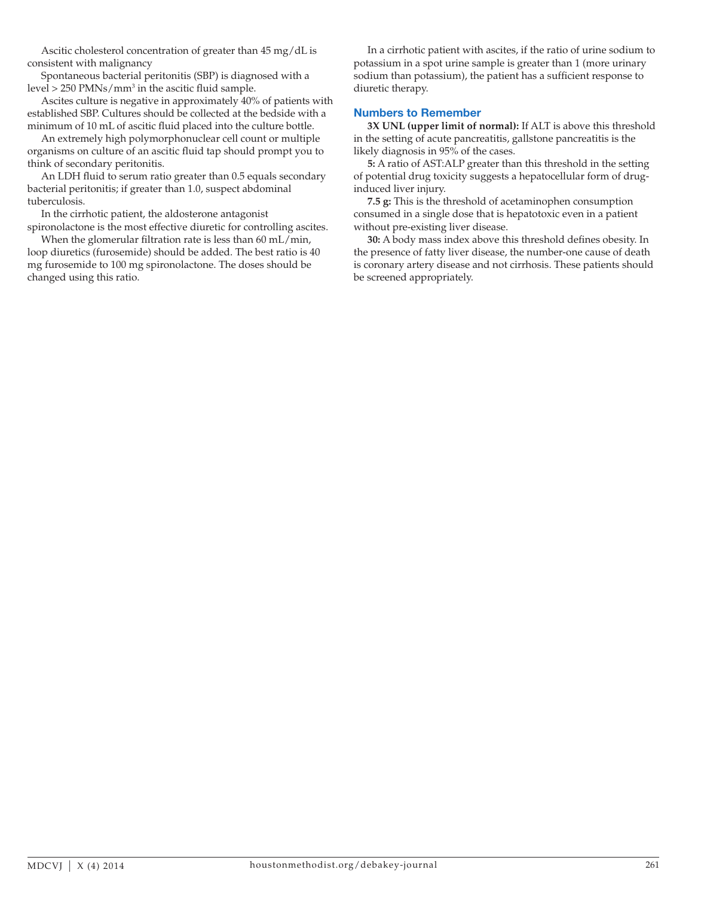Ascitic cholesterol concentration of greater than 45 mg/dL is consistent with malignancy

Spontaneous bacterial peritonitis (SBP) is diagnosed with a level > 250 PMNs/$mm^3$ in the ascitic fluid sample.

Ascites culture is negative in approximately 40% of patients with established SBP. Cultures should be collected at the bedside with a minimum of 10 mL of ascitic fluid placed into the culture bottle.

An extremely high polymorphonuclear cell count or multiple organisms on culture of an ascitic fluid tap should prompt you to think of secondary peritonitis.

An LDH fluid to serum ratio greater than 0.5 equals secondary bacterial peritonitis; if greater than 1.0, suspect abdominal tuberculosis.

In the cirrhotic patient, the aldosterone antagonist spironolactone is the most effective diuretic for controlling ascites.

When the glomerular filtration rate is less than 60 mL/min, loop diuretics (furosemide) should be added. The best ratio is 40 mg furosemide to 100 mg spironolactone. The doses should be changed using this ratio.

In a cirrhotic patient with ascites, if the ratio of urine sodium to potassium in a spot urine sample is greater than 1 (more urinary sodium than potassium), the patient has a sufficient response to diuretic therapy.

## Numbers to Remember

**3X UNL (upper limit of normal):** If ALT is above this threshold in the setting of acute pancreatitis, gallstone pancreatitis is the likely diagnosis in 95% of the cases.

**5:** A ratio of AST:ALP greater than this threshold in the setting of potential drug toxicity suggests a hepatocellular form of drug-induced liver injury.

**7.5 g:** This is the threshold of acetaminophen consumption consumed in a single dose that is hepatotoxic even in a patient without pre-existing liver disease.

**30:** A body mass index above this threshold defines obesity. In the presence of fatty liver disease, the number-one cause of death is coronary artery disease and not cirrhosis. These patients should be screened appropriately.